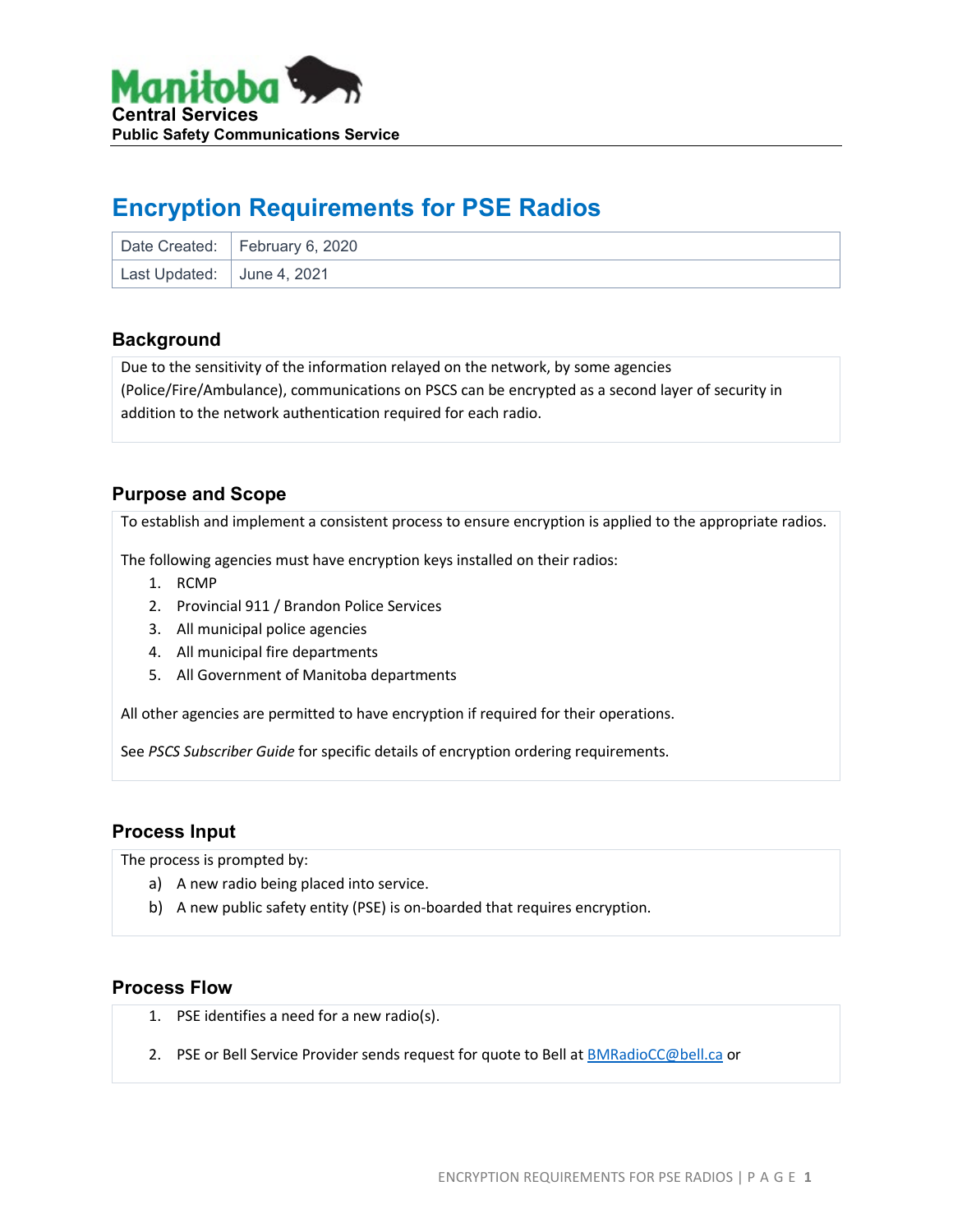Manitoba Central Services
**Public Safety Communications Service**

# Encryption Requirements for PSE Radios

| Date Created: | February 6, 2020 |
|---|---|
| Last Updated: | June 4, 2021 |

## Background

Due to the sensitivity of the information relayed on the network, by some agencies (Police/Fire/Ambulance), communications on PSCS can be encrypted as a second layer of security in addition to the network authentication required for each radio.

## Purpose and Scope

To establish and implement a consistent process to ensure encryption is applied to the appropriate radios.

The following agencies must have encryption keys installed on their radios:

1. RCMP
2. Provincial 911 / Brandon Police Services
3. All municipal police agencies
4. All municipal fire departments
5. All Government of Manitoba departments

All other agencies are permitted to have encryption if required for their operations.

See *PSCS Subscriber Guide* for specific details of encryption ordering requirements.

## Process Input

The process is prompted by:

a) A new radio being placed into service.
b) A new public safety entity (PSE) is on-boarded that requires encryption.

## Process Flow

1. PSE identifies a need for a new radio(s).

2. PSE or Bell Service Provider sends request for quote to Bell at [BMRadioCC@bell.ca](mailto:BMRadioCC@bell.ca) or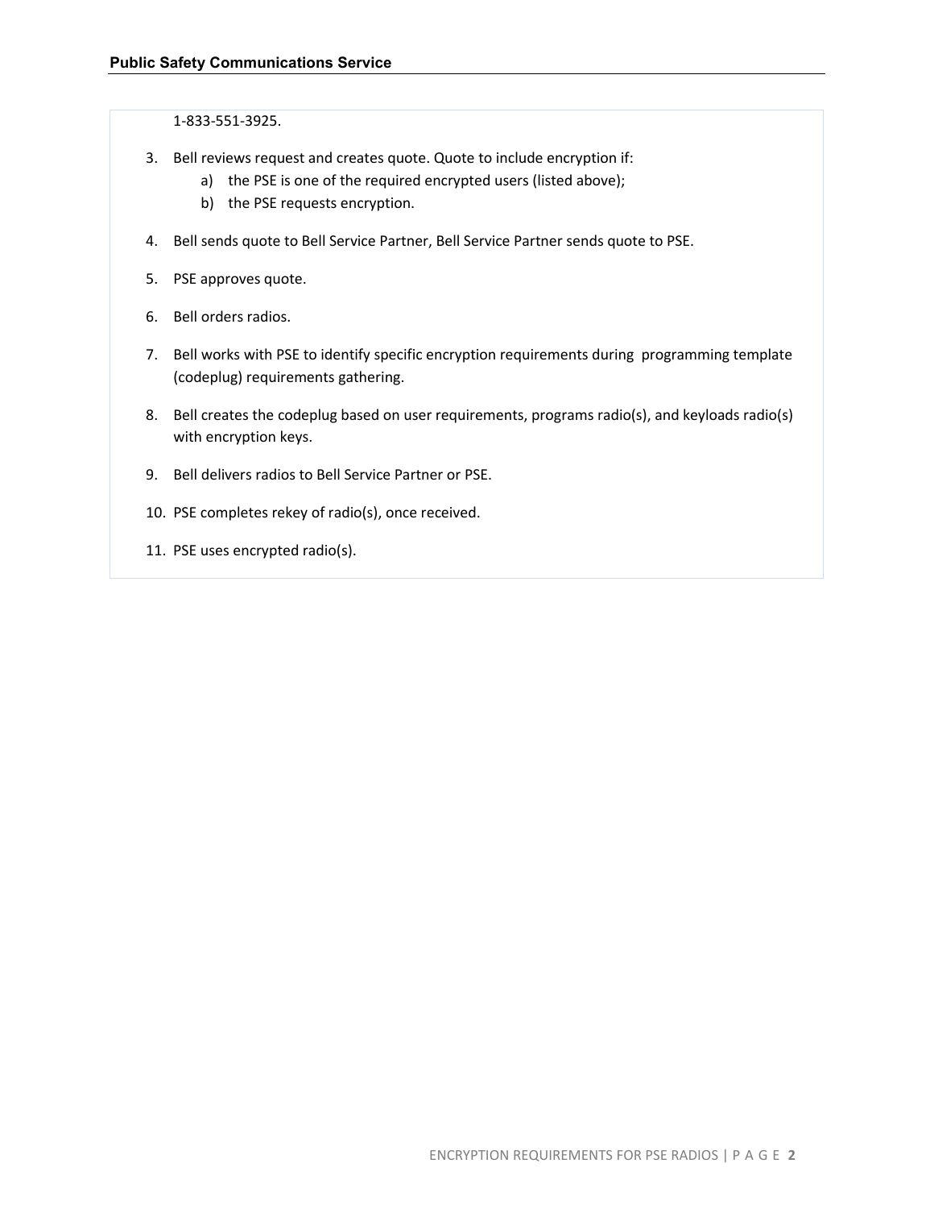1-833-551-3925.

3. Bell reviews request and creates quote. Quote to include encryption if:
    a) the PSE is one of the required encrypted users (listed above);
    b) the PSE requests encryption.

4. Bell sends quote to Bell Service Partner, Bell Service Partner sends quote to PSE.

5. PSE approves quote.

6. Bell orders radios.

7. Bell works with PSE to identify specific encryption requirements during programming template (codeplug) requirements gathering.

8. Bell creates the codeplug based on user requirements, programs radio(s), and keyloads radio(s) with encryption keys.

9. Bell delivers radios to Bell Service Partner or PSE.

10. PSE completes rekey of radio(s), once received.

11. PSE uses encrypted radio(s).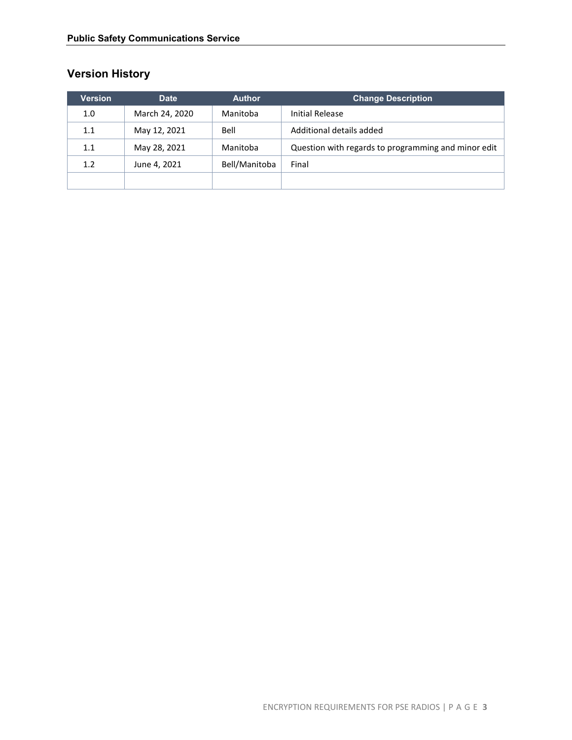## Version History

| Version | Date | Author | Change Description |
|---|---|---|---|
| 1.0 | March 24, 2020 | Manitoba | Initial Release |
| 1.1 | May 12, 2021 | Bell | Additional details added |
| 1.1 | May 28, 2021 | Manitoba | Question with regards to programming and minor edit |
| 1.2 | June 4, 2021 | Bell/Manitoba | Final |
| | | | |